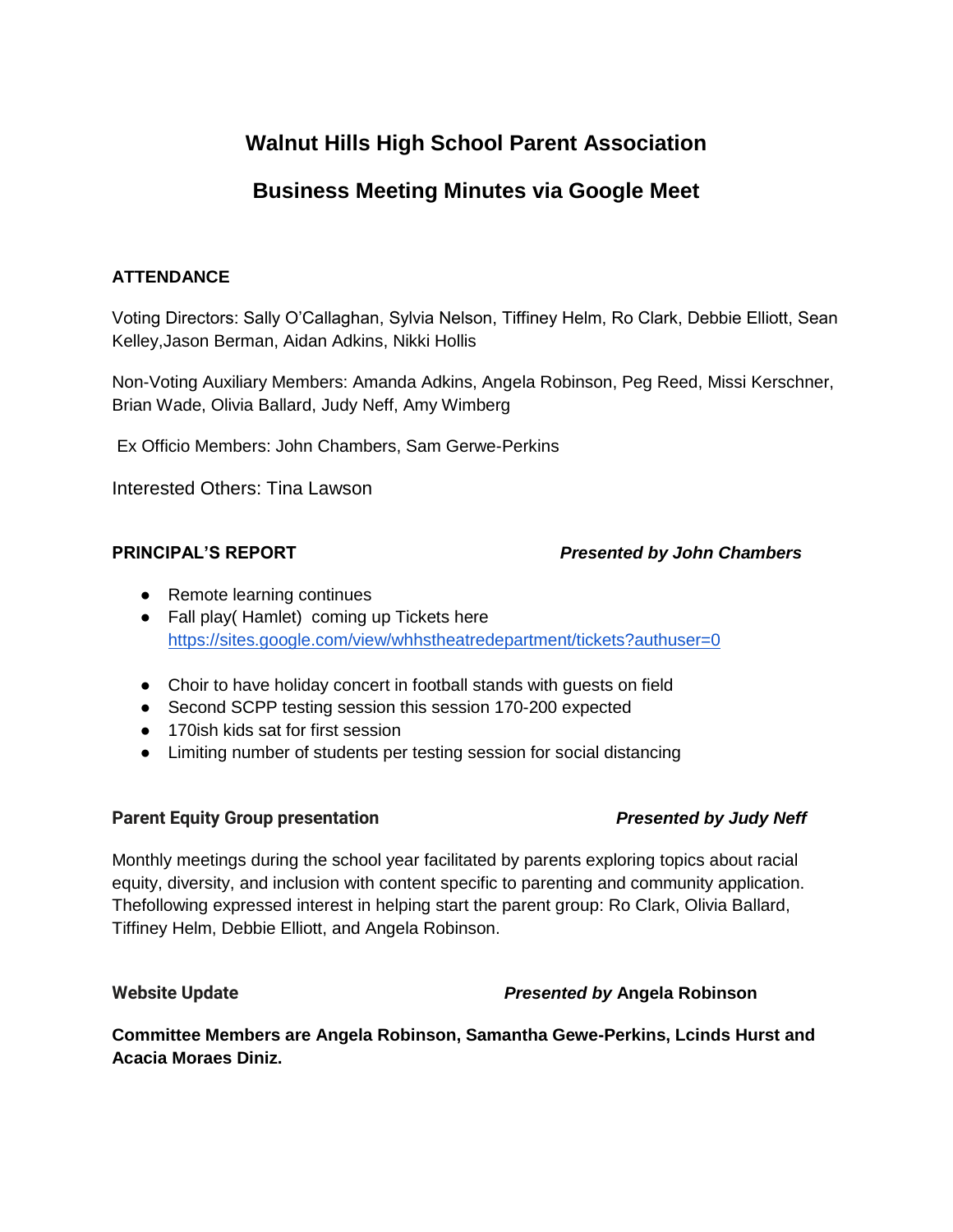# Walnut Hills High School Parent Association

## Business Meeting Minutes via Google Meet

**ATTENDANCE**

Voting Directors: Sally O'Callaghan, Sylvia Nelson, Tiffiney Helm, Ro Clark, Debbie Elliott, Sean Kelley,Jason Berman, Aidan Adkins, Nikki Hollis

Non-Voting Auxiliary Members: Amanda Adkins, Angela Robinson, Peg Reed, Missi Kerschner, Brian Wade, Olivia Ballard, Judy Neff, Amy Wimberg

Ex Officio Members: John Chambers, Sam Gerwe-Perkins

Interested Others: Tina Lawson

**PRINCIPAL'S REPORT** ***Presented by John Chambers***

- Remote learning continues
- Fall play( Hamlet) coming up Tickets here https://sites.google.com/view/whhstheatredepartment/tickets?authuser=0
- Choir to have holiday concert in football stands with guests on field
- Second SCPP testing session this session 170-200 expected
- 170ish kids sat for first session
- Limiting number of students per testing session for social distancing

**Parent Equity Group presentation** ***Presented by Judy Neff***

Monthly meetings during the school year facilitated by parents exploring topics about racial equity, diversity, and inclusion with content specific to parenting and community application. Thefollowing expressed interest in helping start the parent group: Ro Clark, Olivia Ballard, Tiffiney Helm, Debbie Elliott, and Angela Robinson.

**Website Update** ***Presented by* Angela Robinson**

**Committee Members are Angela Robinson, Samantha Gewe-Perkins, Lcinds Hurst and Acacia Moraes Diniz.**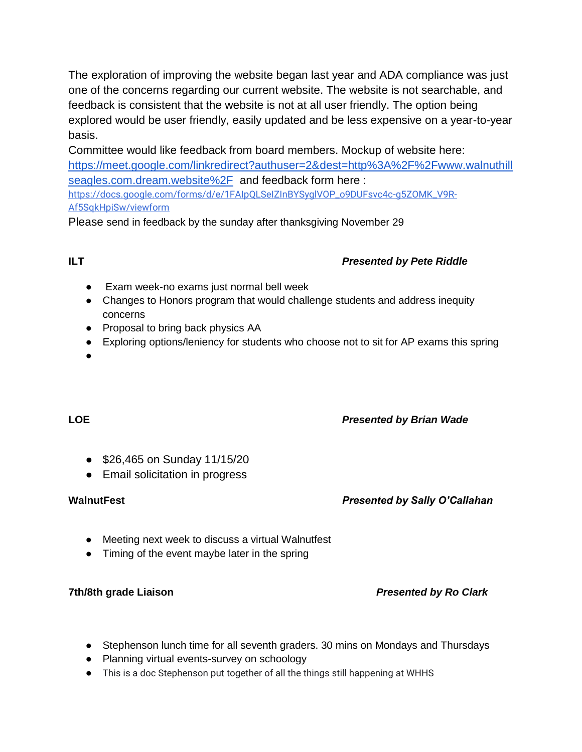The exploration of improving the website began last year and ADA compliance was just one of the concerns regarding our current website. The website is not searchable, and feedback is consistent that the website is not at all user friendly. The option being explored would be user friendly, easily updated and be less expensive on a year-to-year basis.

Committee would like feedback from board members. Mockup of website here: https://meet.google.com/linkredirect?authuser=2&dest=http%3A%2F%2Fwww.walnuthillseagles.com.dream.website%2F and feedback form here : https://docs.google.com/forms/d/e/1FAIpQLSeIZInBYSygIVOP_o9DUFsvc4c-g5ZOMK_V9R-Af5SqkHpiSw/viewform

Please send in feedback by the sunday after thanksgiving November 29

**ILT** ***Presented by Pete Riddle***

- Exam week-no exams just normal bell week
- Changes to Honors program that would challenge students and address inequity concerns
- Proposal to bring back physics AA
- Exploring options/leniency for students who choose not to sit for AP exams this spring
-

**LOE** ***Presented by Brian Wade***

- $26,465 on Sunday 11/15/20
- Email solicitation in progress

**WalnutFest** ***Presented by Sally O'Callahan***

- Meeting next week to discuss a virtual Walnutfest
- Timing of the event maybe later in the spring

**7th/8th grade Liaison** ***Presented by Ro Clark***

- Stephenson lunch time for all seventh graders. 30 mins on Mondays and Thursdays
- Planning virtual events-survey on schoology
- This is a doc Stephenson put together of all the things still happening at WHHS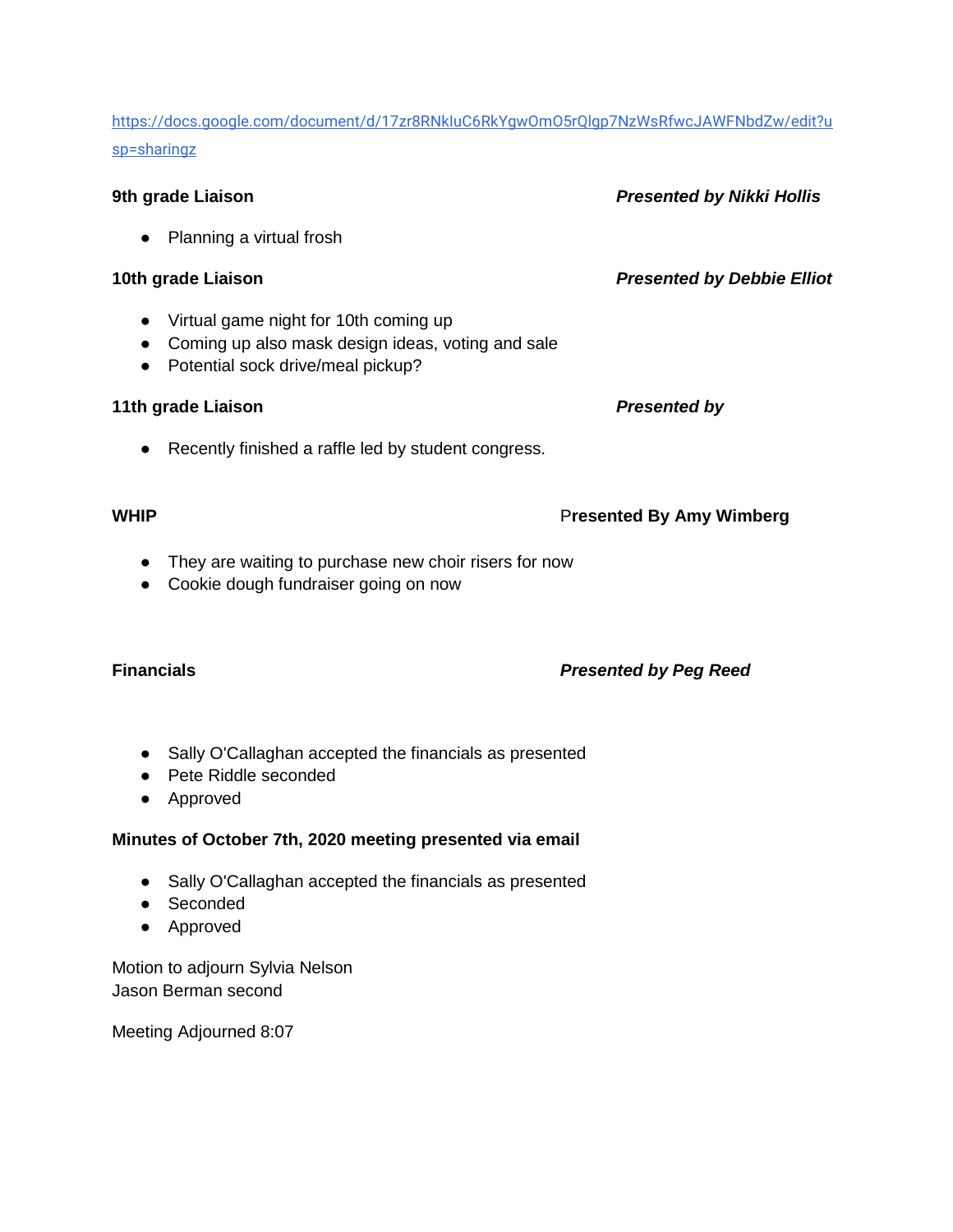https://docs.google.com/document/d/17zr8RNkIuC6RkYgwOmO5rQlgp7NzWsRfwcJAWFNbdZw/edit?usp=sharingz

**9th grade Liaison** ***Presented by Nikki Hollis***

- Planning a virtual frosh

**10th grade Liaison** ***Presented by Debbie Elliot***

- Virtual game night for 10th coming up
- Coming up also mask design ideas, voting and sale
- Potential sock drive/meal pickup?

**11th grade Liaison** ***Presented by***

- Recently finished a raffle led by student congress.

**WHIP** **Presented By Amy Wimberg**

- They are waiting to purchase new choir risers for now
- Cookie dough fundraiser going on now

**Financials** ***Presented by Peg Reed***

- Sally O'Callaghan accepted the financials as presented
- Pete Riddle seconded
- Approved

**Minutes of October 7th, 2020 meeting presented via email**

- Sally O'Callaghan accepted the financials as presented
- Seconded
- Approved

Motion to adjourn Sylvia Nelson
Jason Berman second

Meeting Adjourned 8:07